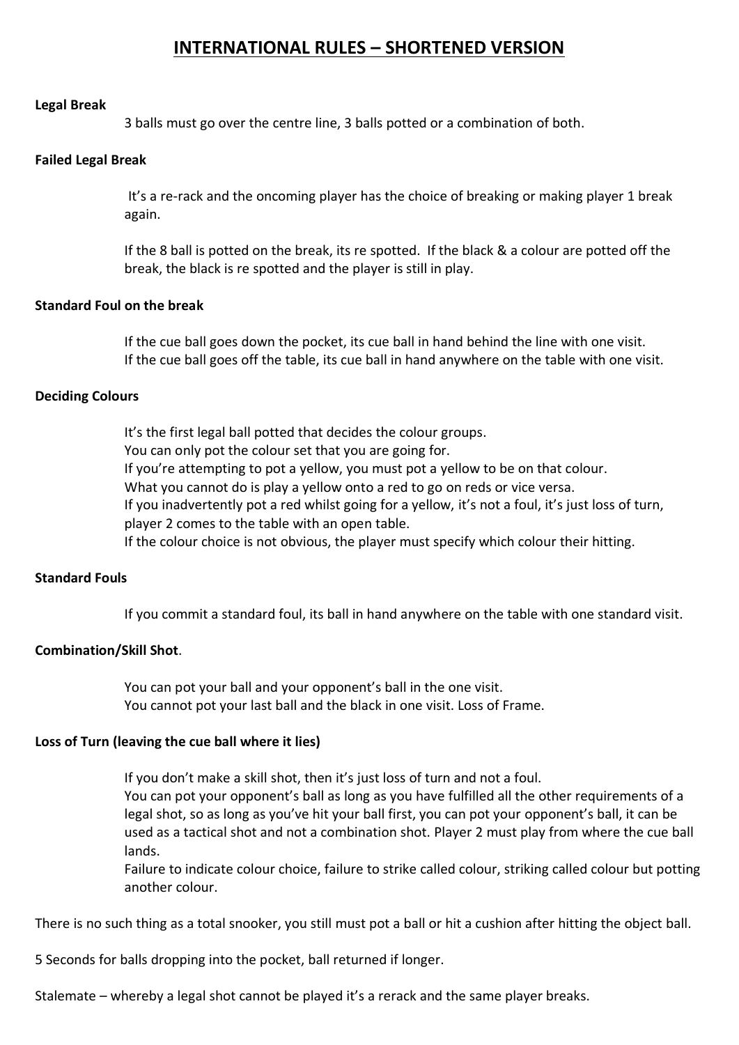# INTERNATIONAL RULES – SHORTENED VERSION

**Legal Break**

3 balls must go over the centre line, 3 balls potted or a combination of both.

**Failed Legal Break**

It's a re-rack and the oncoming player has the choice of breaking or making player 1 break again.

If the 8 ball is potted on the break, its re spotted. If the black & a colour are potted off the break, the black is re spotted and the player is still in play.

**Standard Foul on the break**

If the cue ball goes down the pocket, its cue ball in hand behind the line with one visit.
If the cue ball goes off the table, its cue ball in hand anywhere on the table with one visit.

**Deciding Colours**

It's the first legal ball potted that decides the colour groups.
You can only pot the colour set that you are going for.
If you're attempting to pot a yellow, you must pot a yellow to be on that colour.
What you cannot do is play a yellow onto a red to go on reds or vice versa.
If you inadvertently pot a red whilst going for a yellow, it's not a foul, it's just loss of turn, player 2 comes to the table with an open table.
If the colour choice is not obvious, the player must specify which colour their hitting.

**Standard Fouls**

If you commit a standard foul, its ball in hand anywhere on the table with one standard visit.

**Combination/Skill Shot**.

You can pot your ball and your opponent's ball in the one visit.
You cannot pot your last ball and the black in one visit. Loss of Frame.

**Loss of Turn (leaving the cue ball where it lies)**

If you don't make a skill shot, then it's just loss of turn and not a foul.
You can pot your opponent's ball as long as you have fulfilled all the other requirements of a legal shot, so as long as you've hit your ball first, you can pot your opponent's ball, it can be used as a tactical shot and not a combination shot. Player 2 must play from where the cue ball lands.
Failure to indicate colour choice, failure to strike called colour, striking called colour but potting another colour.

There is no such thing as a total snooker, you still must pot a ball or hit a cushion after hitting the object ball.

5 Seconds for balls dropping into the pocket, ball returned if longer.

Stalemate – whereby a legal shot cannot be played it's a rerack and the same player breaks.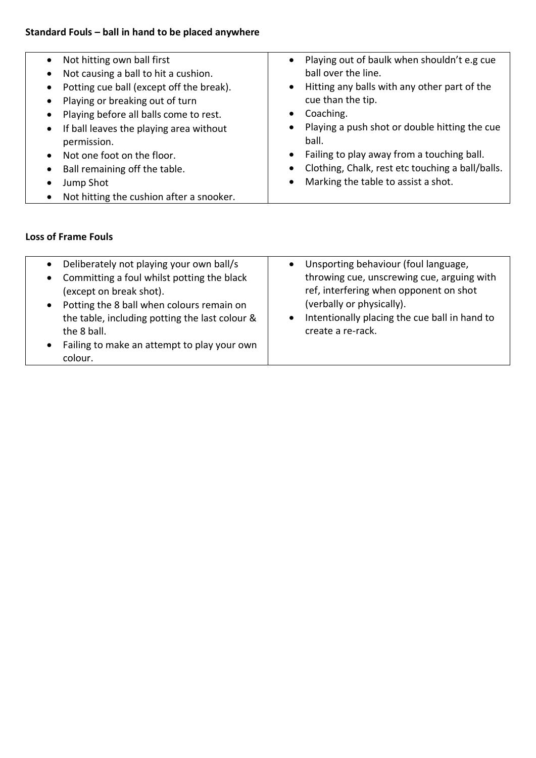**Standard Fouls – ball in hand to be placed anywhere**

| | |
|---|---|
| • Not hitting own ball first<br>• Not causing a ball to hit a cushion.<br>• Potting cue ball (except off the break).<br>• Playing or breaking out of turn<br>• Playing before all balls come to rest.<br>• If ball leaves the playing area without permission.<br>• Not one foot on the floor.<br>• Ball remaining off the table.<br>• Jump Shot<br>• Not hitting the cushion after a snooker. | • Playing out of baulk when shouldn't e.g cue ball over the line.<br>• Hitting any balls with any other part of the cue than the tip.<br>• Coaching.<br>• Playing a push shot or double hitting the cue ball.<br>• Failing to play away from a touching ball.<br>• Clothing, Chalk, rest etc touching a ball/balls.<br>• Marking the table to assist a shot. |

**Loss of Frame Fouls**

| | |
|---|---|
| • Deliberately not playing your own ball/s<br>• Committing a foul whilst potting the black (except on break shot).<br>• Potting the 8 ball when colours remain on the table, including potting the last colour & the 8 ball.<br>• Failing to make an attempt to play your own colour. | • Unsporting behaviour (foul language, throwing cue, unscrewing cue, arguing with ref, interfering when opponent on shot (verbally or physically).<br>• Intentionally placing the cue ball in hand to create a re-rack. |